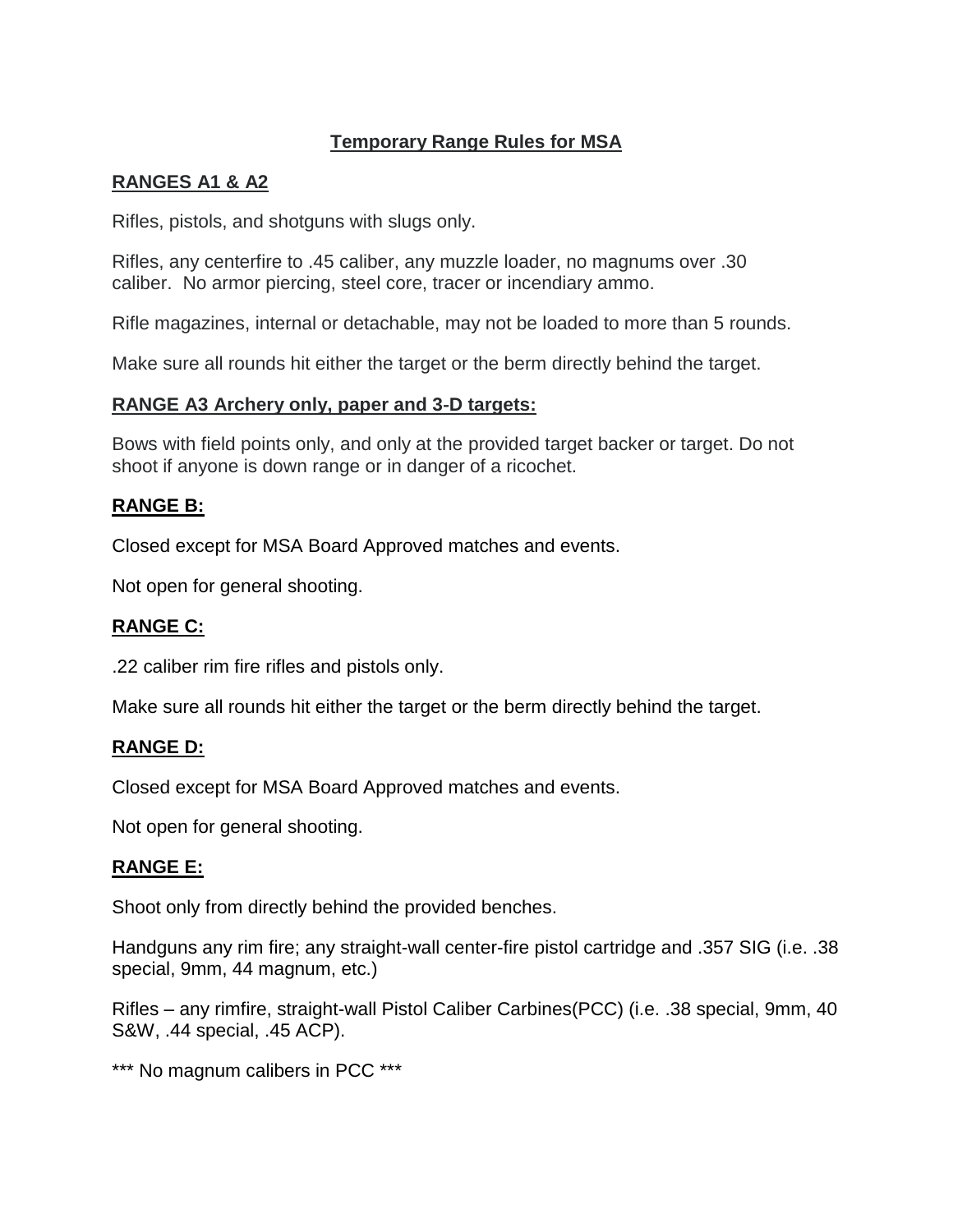# Temporary Range Rules for MSA

## RANGES A1 & A2

Rifles, pistols, and shotguns with slugs only.

Rifles, any centerfire to .45 caliber, any muzzle loader, no magnums over .30 caliber. No armor piercing, steel core, tracer or incendiary ammo.

Rifle magazines, internal or detachable, may not be loaded to more than 5 rounds.

Make sure all rounds hit either the target or the berm directly behind the target.

## RANGE A3 Archery only, paper and 3-D targets:

Bows with field points only, and only at the provided target backer or target. Do not shoot if anyone is down range or in danger of a ricochet.

## RANGE B:

Closed except for MSA Board Approved matches and events.

Not open for general shooting.

## RANGE C:

.22 caliber rim fire rifles and pistols only.

Make sure all rounds hit either the target or the berm directly behind the target.

## RANGE D:

Closed except for MSA Board Approved matches and events.

Not open for general shooting.

## RANGE E:

Shoot only from directly behind the provided benches.

Handguns any rim fire; any straight-wall center-fire pistol cartridge and .357 SIG (i.e. .38 special, 9mm, 44 magnum, etc.)

Rifles – any rimfire, straight-wall Pistol Caliber Carbines(PCC) (i.e. .38 special, 9mm, 40 S&W, .44 special, .45 ACP).

*** No magnum calibers in PCC ***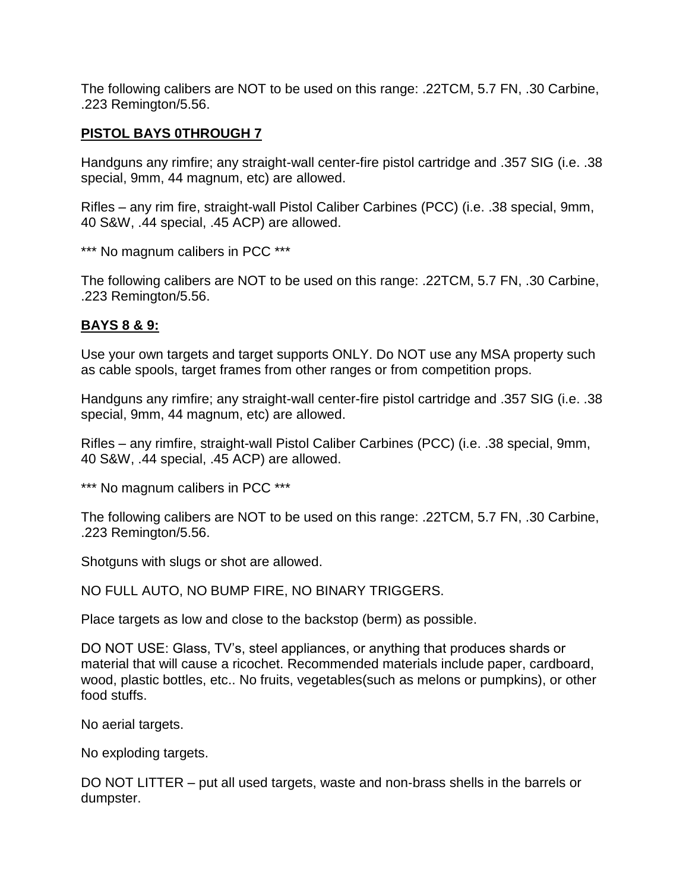The following calibers are NOT to be used on this range: .22TCM, 5.7 FN, .30 Carbine, .223 Remington/5.56.

**PISTOL BAYS 0THROUGH 7**

Handguns any rimfire; any straight-wall center-fire pistol cartridge and .357 SIG (i.e. .38 special, 9mm, 44 magnum, etc) are allowed.

Rifles – any rim fire, straight-wall Pistol Caliber Carbines (PCC) (i.e. .38 special, 9mm, 40 S&W, .44 special, .45 ACP) are allowed.

*** No magnum calibers in PCC ***

The following calibers are NOT to be used on this range: .22TCM, 5.7 FN, .30 Carbine, .223 Remington/5.56.

**BAYS 8 & 9:**

Use your own targets and target supports ONLY. Do NOT use any MSA property such as cable spools, target frames from other ranges or from competition props.

Handguns any rimfire; any straight-wall center-fire pistol cartridge and .357 SIG (i.e. .38 special, 9mm, 44 magnum, etc) are allowed.

Rifles – any rimfire, straight-wall Pistol Caliber Carbines (PCC) (i.e. .38 special, 9mm, 40 S&W, .44 special, .45 ACP) are allowed.

*** No magnum calibers in PCC ***

The following calibers are NOT to be used on this range: .22TCM, 5.7 FN, .30 Carbine, .223 Remington/5.56.

Shotguns with slugs or shot are allowed.

NO FULL AUTO, NO BUMP FIRE, NO BINARY TRIGGERS.

Place targets as low and close to the backstop (berm) as possible.

DO NOT USE: Glass, TV's, steel appliances, or anything that produces shards or material that will cause a ricochet. Recommended materials include paper, cardboard, wood, plastic bottles, etc.. No fruits, vegetables(such as melons or pumpkins), or other food stuffs.

No aerial targets.

No exploding targets.

DO NOT LITTER – put all used targets, waste and non-brass shells in the barrels or dumpster.